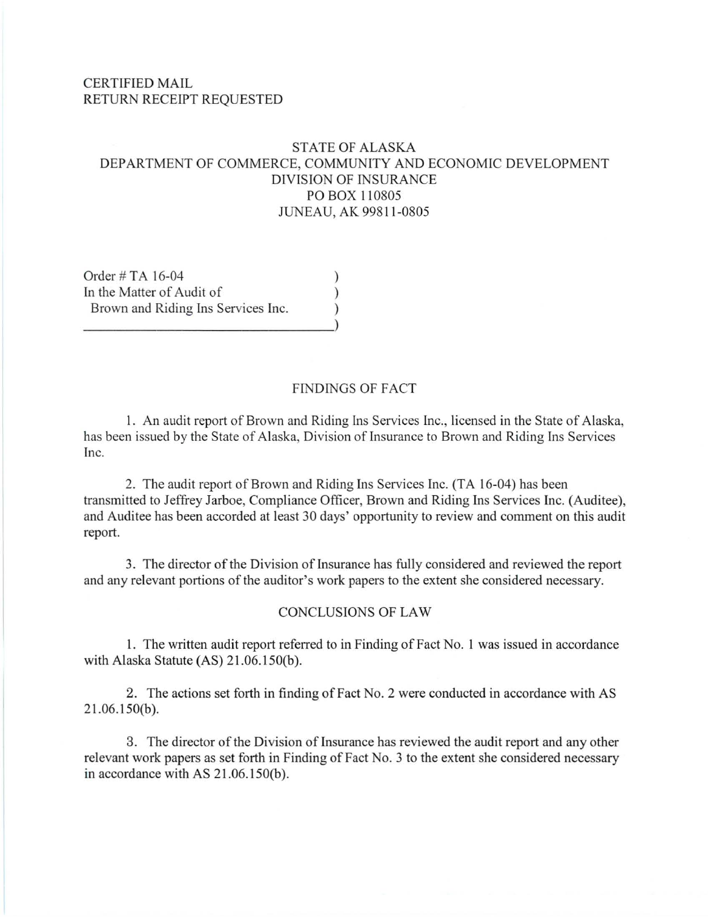CERTIFIED MAIL
RETURN RECEIPT REQUESTED

STATE OF ALASKA
DEPARTMENT OF COMMERCE, COMMUNITY AND ECONOMIC DEVELOPMENT
DIVISION OF INSURANCE
PO BOX 110805
JUNEAU, AK 99811-0805

Order # TA 16-04 )
In the Matter of Audit of )
Brown and Riding Ins Services Inc. )
)

## FINDINGS OF FACT

1. An audit report of Brown and Riding Ins Services Inc., licensed in the State of Alaska, has been issued by the State of Alaska, Division of Insurance to Brown and Riding Ins Services Inc.

2. The audit report of Brown and Riding Ins Services Inc. (TA 16-04) has been transmitted to Jeffrey Jarboe, Compliance Officer, Brown and Riding Ins Services Inc. (Auditee), and Auditee has been accorded at least 30 days' opportunity to review and comment on this audit report.

3. The director of the Division of Insurance has fully considered and reviewed the report and any relevant portions of the auditor's work papers to the extent she considered necessary.

## CONCLUSIONS OF LAW

1. The written audit report referred to in Finding of Fact No. 1 was issued in accordance with Alaska Statute (AS) 21.06.150(b).

2. The actions set forth in finding of Fact No. 2 were conducted in accordance with AS 21.06.150(b).

3. The director of the Division of Insurance has reviewed the audit report and any other relevant work papers as set forth in Finding of Fact No. 3 to the extent she considered necessary in accordance with AS 21.06.150(b).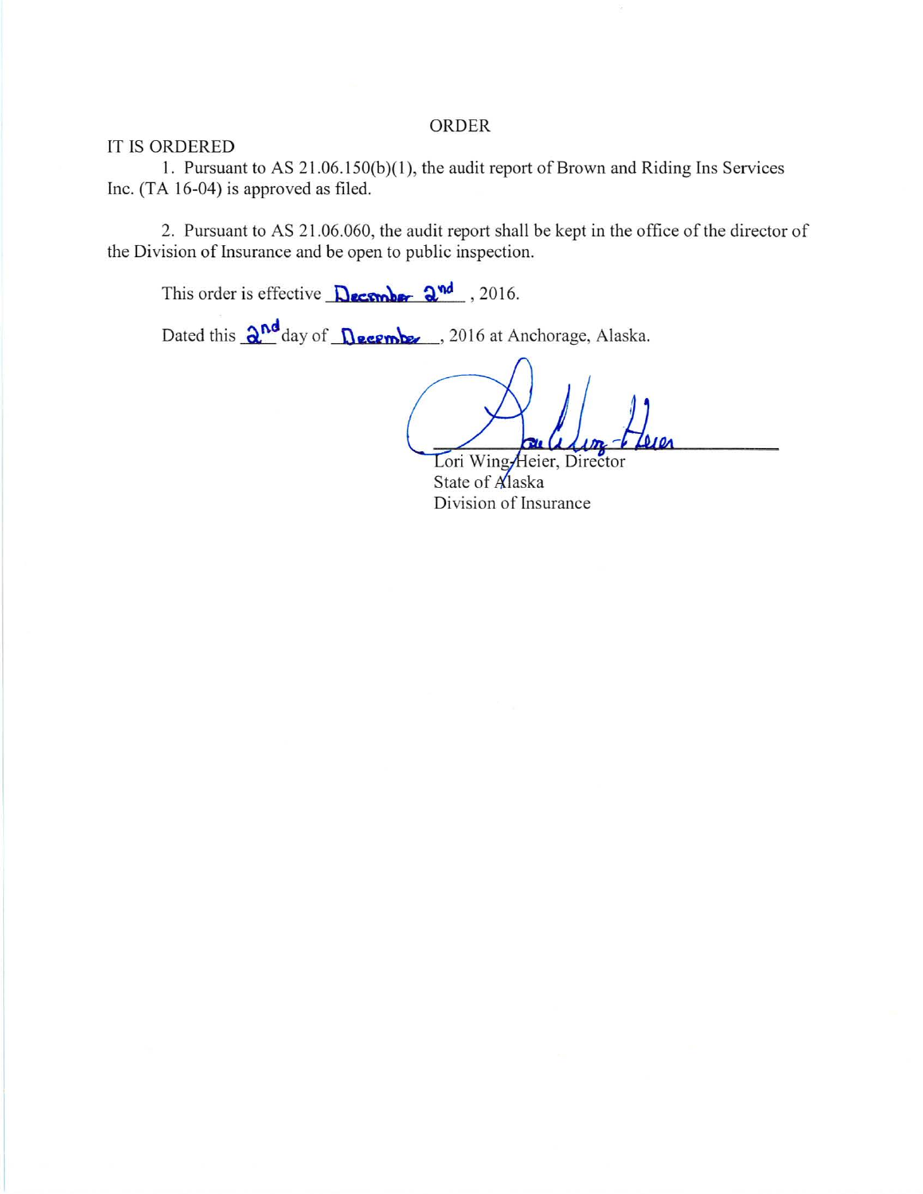# ORDER

IT IS ORDERED

1. Pursuant to AS 21.06.150(b)(1), the audit report of Brown and Riding Ins Services Inc. (TA 16-04) is approved as filed.

2. Pursuant to AS 21.06.060, the audit report shall be kept in the office of the director of the Division of Insurance and be open to public inspection.

This order is effective December 2nd, 2016.

Dated this 2nd day of December, 2016 at Anchorage, Alaska.

Lori Wing-Heier, Director
State of Alaska
Division of Insurance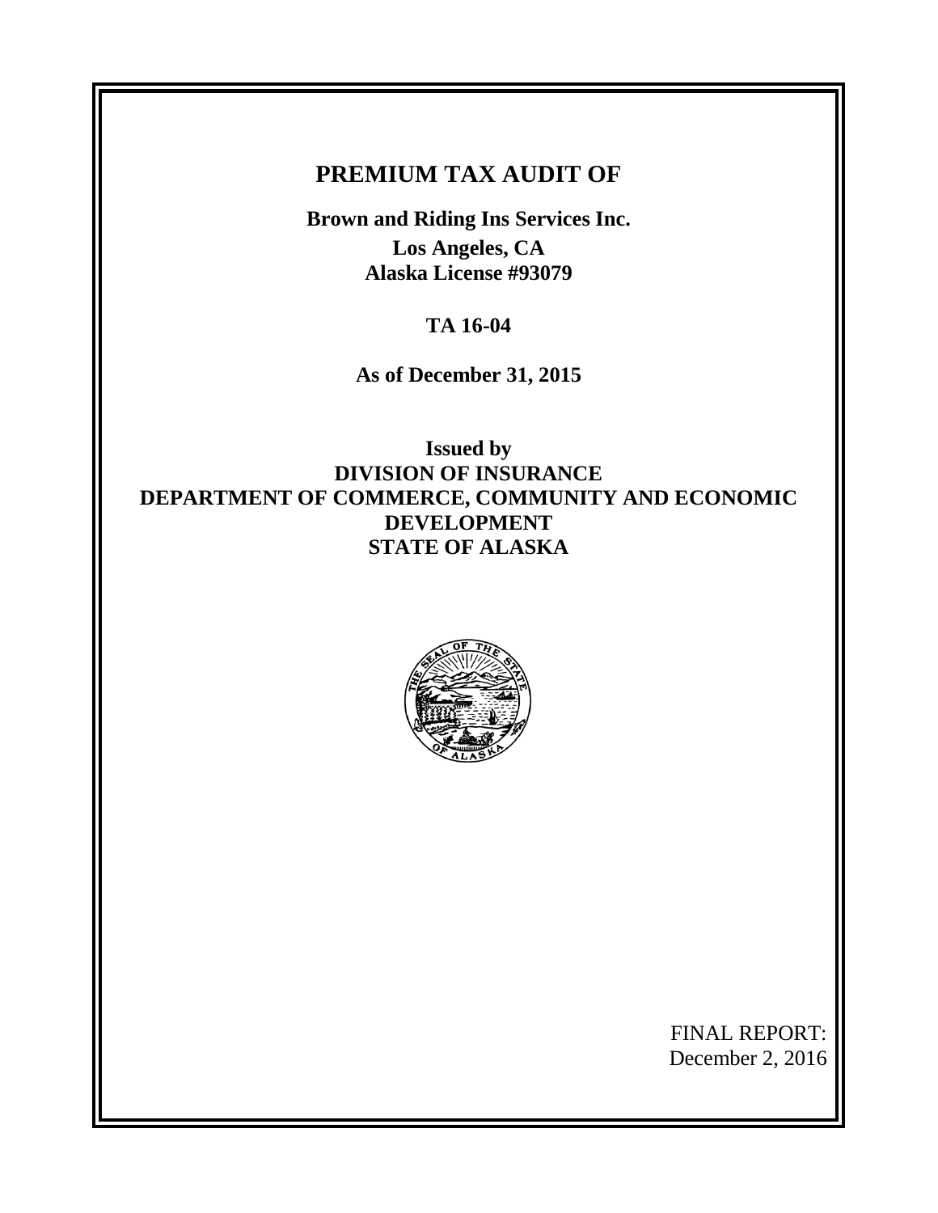# PREMIUM TAX AUDIT OF

**Brown and Riding Ins Services Inc.**

**Los Angeles, CA**

**Alaska License #93079**

**TA 16-04**

**As of December 31, 2015**

**Issued by**
**DIVISION OF INSURANCE**
**DEPARTMENT OF COMMERCE, COMMUNITY AND ECONOMIC DEVELOPMENT**
**STATE OF ALASKA**

FINAL REPORT:
December 2, 2016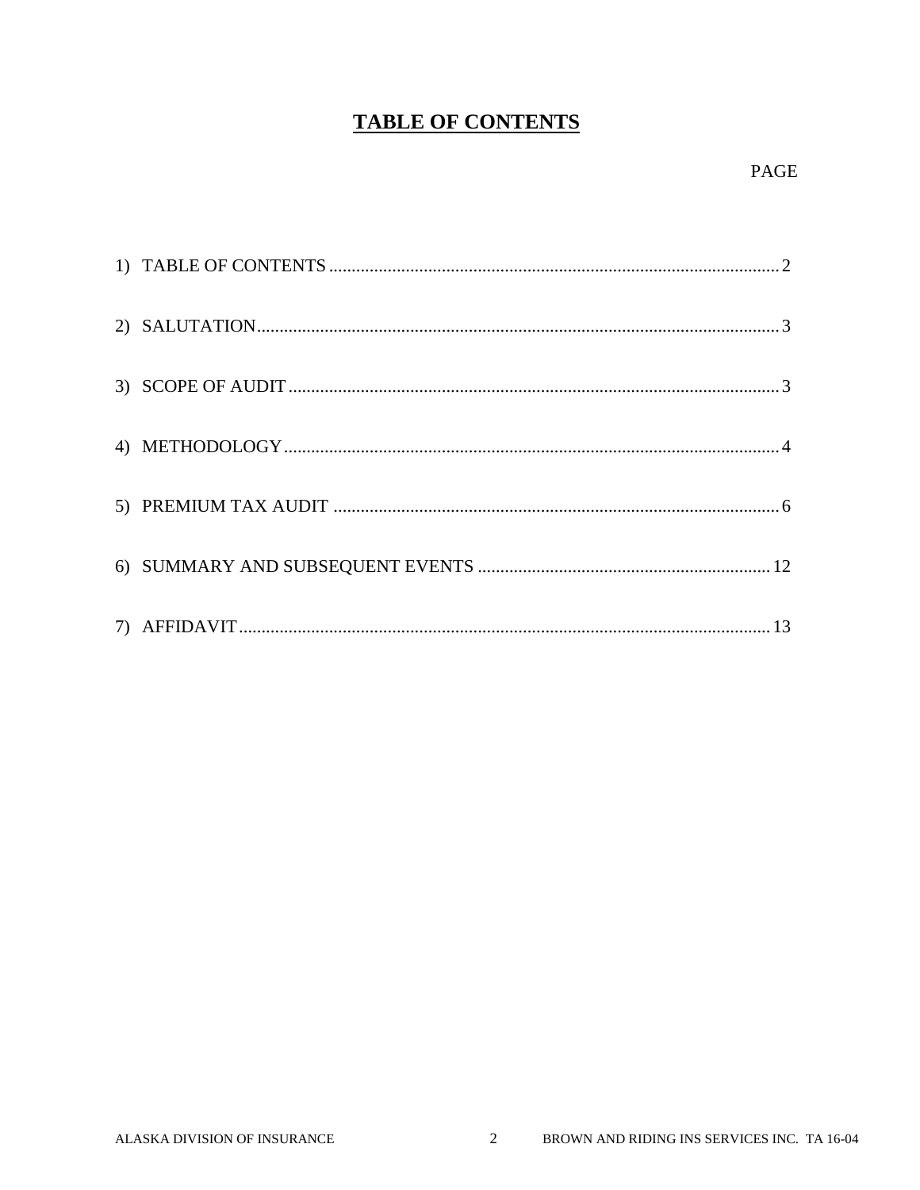# TABLE OF CONTENTS

| | PAGE |
|---|---|
| 1) TABLE OF CONTENTS | 2 |
| 2) SALUTATION | 3 |
| 3) SCOPE OF AUDIT | 3 |
| 4) METHODOLOGY | 4 |
| 5) PREMIUM TAX AUDIT | 6 |
| 6) SUMMARY AND SUBSEQUENT EVENTS | 12 |
| 7) AFFIDAVIT | 13 |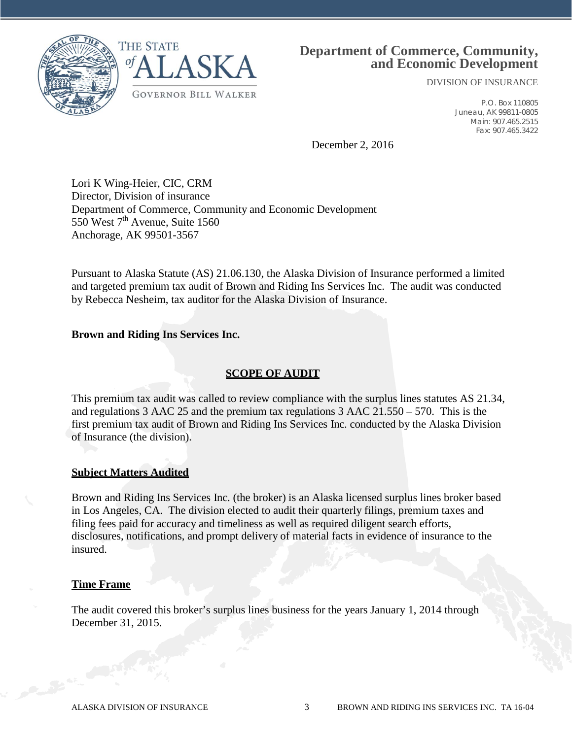THE STATE of ALASKA

GOVERNOR BILL WALKER

**Department of Commerce, Community, and Economic Development**

DIVISION OF INSURANCE

P.O. Box 110805
Juneau, AK 99811-0805
Main: 907.465.2515
Fax: 907.465.3422

December 2, 2016

Lori K Wing-Heier, CIC, CRM
Director, Division of insurance
Department of Commerce, Community and Economic Development
550 West 7th Avenue, Suite 1560
Anchorage, AK 99501-3567

Pursuant to Alaska Statute (AS) 21.06.130, the Alaska Division of Insurance performed a limited and targeted premium tax audit of Brown and Riding Ins Services Inc. The audit was conducted by Rebecca Nesheim, tax auditor for the Alaska Division of Insurance.

**Brown and Riding Ins Services Inc.**

## SCOPE OF AUDIT

This premium tax audit was called to review compliance with the surplus lines statutes AS 21.34, and regulations 3 AAC 25 and the premium tax regulations 3 AAC 21.550 – 570. This is the first premium tax audit of Brown and Riding Ins Services Inc. conducted by the Alaska Division of Insurance (the division).

### Subject Matters Audited

Brown and Riding Ins Services Inc. (the broker) is an Alaska licensed surplus lines broker based in Los Angeles, CA. The division elected to audit their quarterly filings, premium taxes and filing fees paid for accuracy and timeliness as well as required diligent search efforts, disclosures, notifications, and prompt delivery of material facts in evidence of insurance to the insured.

### Time Frame

The audit covered this broker's surplus lines business for the years January 1, 2014 through December 31, 2015.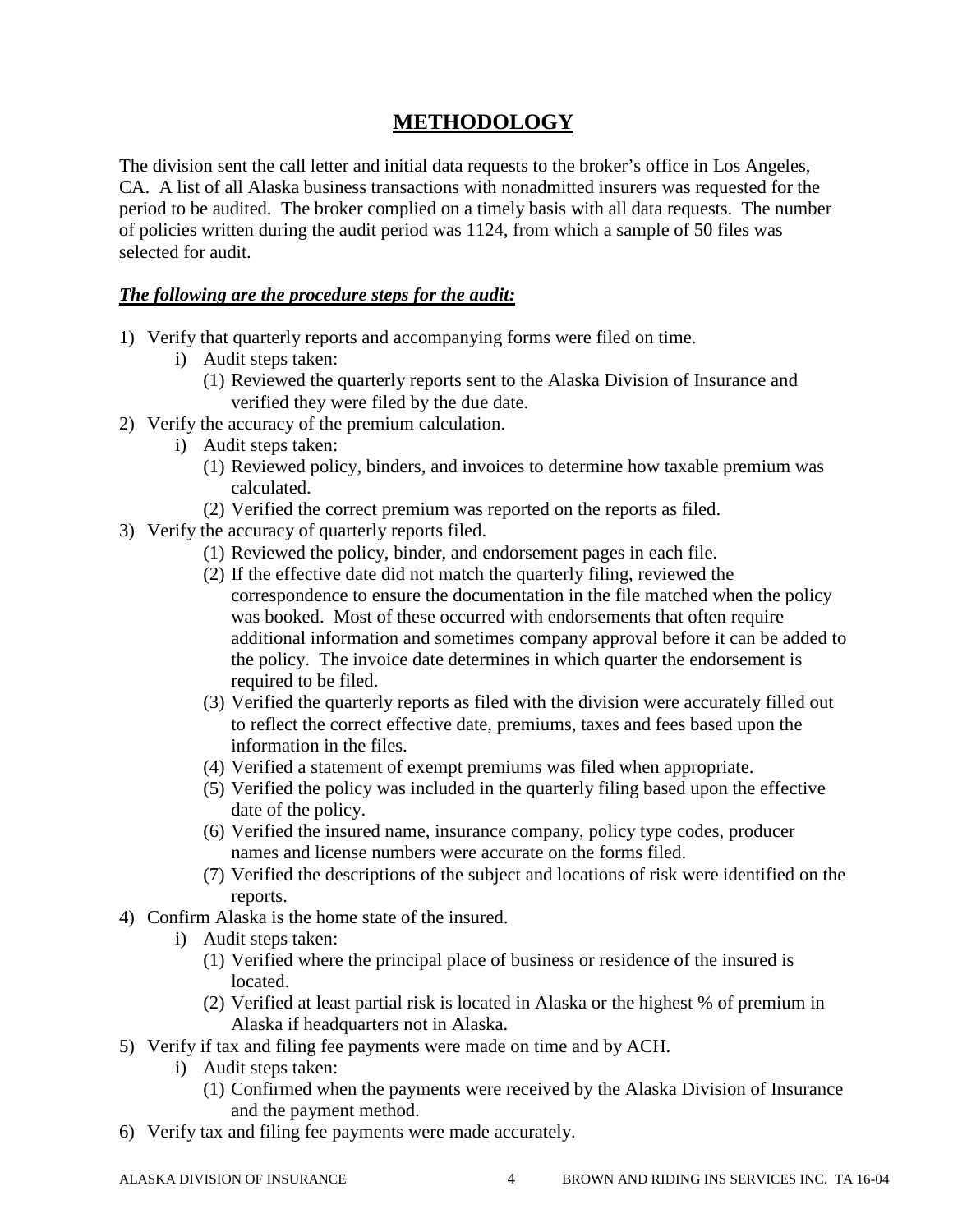## METHODOLOGY

The division sent the call letter and initial data requests to the broker's office in Los Angeles, CA. A list of all Alaska business transactions with nonadmitted insurers was requested for the period to be audited. The broker complied on a timely basis with all data requests. The number of policies written during the audit period was 1124, from which a sample of 50 files was selected for audit.

***The following are the procedure steps for the audit:***

1) Verify that quarterly reports and accompanying forms were filed on time.
    - i) Audit steps taken:
        - (1) Reviewed the quarterly reports sent to the Alaska Division of Insurance and verified they were filed by the due date.
2) Verify the accuracy of the premium calculation.
    - i) Audit steps taken:
        - (1) Reviewed policy, binders, and invoices to determine how taxable premium was calculated.
        - (2) Verified the correct premium was reported on the reports as filed.
3) Verify the accuracy of quarterly reports filed.
    - (1) Reviewed the policy, binder, and endorsement pages in each file.
    - (2) If the effective date did not match the quarterly filing, reviewed the correspondence to ensure the documentation in the file matched when the policy was booked. Most of these occurred with endorsements that often require additional information and sometimes company approval before it can be added to the policy. The invoice date determines in which quarter the endorsement is required to be filed.
    - (3) Verified the quarterly reports as filed with the division were accurately filled out to reflect the correct effective date, premiums, taxes and fees based upon the information in the files.
    - (4) Verified a statement of exempt premiums was filed when appropriate.
    - (5) Verified the policy was included in the quarterly filing based upon the effective date of the policy.
    - (6) Verified the insured name, insurance company, policy type codes, producer names and license numbers were accurate on the forms filed.
    - (7) Verified the descriptions of the subject and locations of risk were identified on the reports.
4) Confirm Alaska is the home state of the insured.
    - i) Audit steps taken:
        - (1) Verified where the principal place of business or residence of the insured is located.
        - (2) Verified at least partial risk is located in Alaska or the highest % of premium in Alaska if headquarters not in Alaska.
5) Verify if tax and filing fee payments were made on time and by ACH.
    - i) Audit steps taken:
        - (1) Confirmed when the payments were received by the Alaska Division of Insurance and the payment method.
6) Verify tax and filing fee payments were made accurately.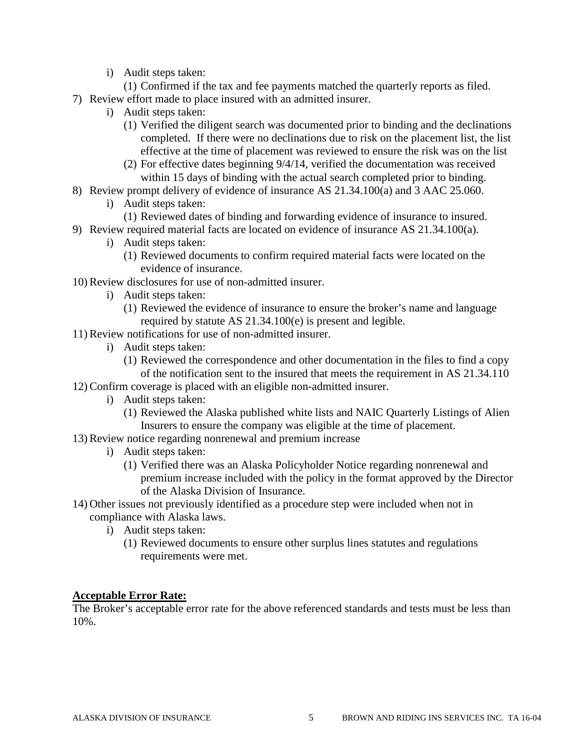i) Audit steps taken:
   (1) Confirmed if the tax and fee payments matched the quarterly reports as filed.

7) Review effort made to place insured with an admitted insurer.
   i) Audit steps taken:
      (1) Verified the diligent search was documented prior to binding and the declinations completed. If there were no declinations due to risk on the placement list, the list effective at the time of placement was reviewed to ensure the risk was on the list
      (2) For effective dates beginning 9/4/14, verified the documentation was received within 15 days of binding with the actual search completed prior to binding.

8) Review prompt delivery of evidence of insurance AS 21.34.100(a) and 3 AAC 25.060.
   i) Audit steps taken:
      (1) Reviewed dates of binding and forwarding evidence of insurance to insured.

9) Review required material facts are located on evidence of insurance AS 21.34.100(a).
   i) Audit steps taken:
      (1) Reviewed documents to confirm required material facts were located on the evidence of insurance.

10) Review disclosures for use of non-admitted insurer.
    i) Audit steps taken:
       (1) Reviewed the evidence of insurance to ensure the broker's name and language required by statute AS 21.34.100(e) is present and legible.

11) Review notifications for use of non-admitted insurer.
    i) Audit steps taken:
       (1) Reviewed the correspondence and other documentation in the files to find a copy of the notification sent to the insured that meets the requirement in AS 21.34.110

12) Confirm coverage is placed with an eligible non-admitted insurer.
    i) Audit steps taken:
       (1) Reviewed the Alaska published white lists and NAIC Quarterly Listings of Alien Insurers to ensure the company was eligible at the time of placement.

13) Review notice regarding nonrenewal and premium increase
    i) Audit steps taken:
       (1) Verified there was an Alaska Policyholder Notice regarding nonrenewal and premium increase included with the policy in the format approved by the Director of the Alaska Division of Insurance.

14) Other issues not previously identified as a procedure step were included when not in compliance with Alaska laws.
    i) Audit steps taken:
       (1) Reviewed documents to ensure other surplus lines statutes and regulations requirements were met.

**Acceptable Error Rate:**

The Broker's acceptable error rate for the above referenced standards and tests must be less than 10%.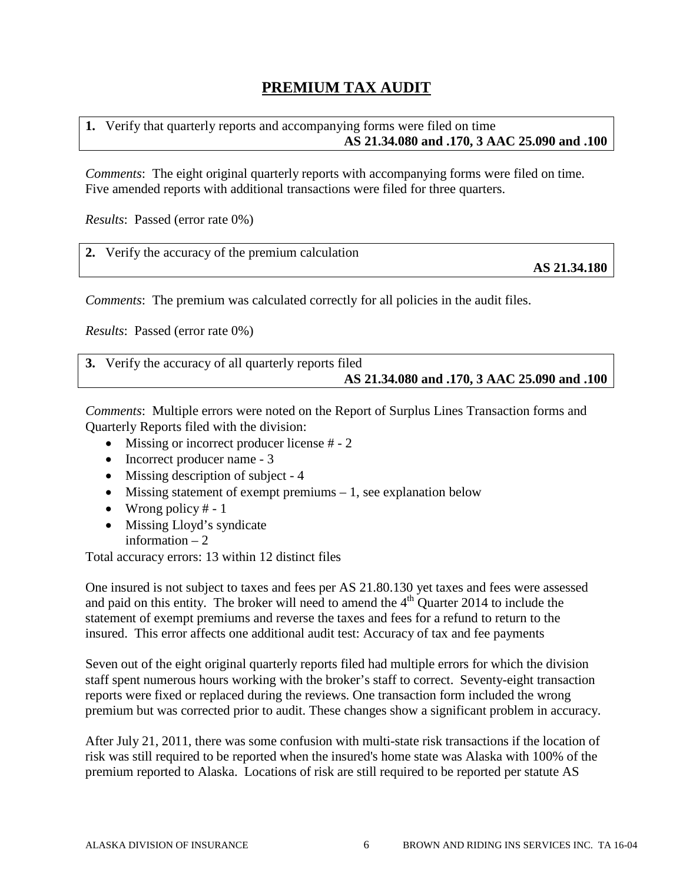# PREMIUM TAX AUDIT

**1.** Verify that quarterly reports and accompanying forms were filed on time
**AS 21.34.080 and .170, 3 AAC 25.090 and .100**

*Comments*: The eight original quarterly reports with accompanying forms were filed on time. Five amended reports with additional transactions were filed for three quarters.

*Results*: Passed (error rate 0%)

**2.** Verify the accuracy of the premium calculation
**AS 21.34.180**

*Comments*: The premium was calculated correctly for all policies in the audit files.

*Results*: Passed (error rate 0%)

**3.** Verify the accuracy of all quarterly reports filed
**AS 21.34.080 and .170, 3 AAC 25.090 and .100**

*Comments*: Multiple errors were noted on the Report of Surplus Lines Transaction forms and Quarterly Reports filed with the division:

- Missing or incorrect producer license # - 2
- Incorrect producer name - 3
- Missing description of subject - 4
- Missing statement of exempt premiums – 1, see explanation below
- Wrong policy # - 1
- Missing Lloyd's syndicate information – 2

Total accuracy errors: 13 within 12 distinct files

One insured is not subject to taxes and fees per AS 21.80.130 yet taxes and fees were assessed and paid on this entity. The broker will need to amend the 4th Quarter 2014 to include the statement of exempt premiums and reverse the taxes and fees for a refund to return to the insured. This error affects one additional audit test: Accuracy of tax and fee payments

Seven out of the eight original quarterly reports filed had multiple errors for which the division staff spent numerous hours working with the broker's staff to correct. Seventy-eight transaction reports were fixed or replaced during the reviews. One transaction form included the wrong premium but was corrected prior to audit. These changes show a significant problem in accuracy.

After July 21, 2011, there was some confusion with multi-state risk transactions if the location of risk was still required to be reported when the insured's home state was Alaska with 100% of the premium reported to Alaska. Locations of risk are still required to be reported per statute AS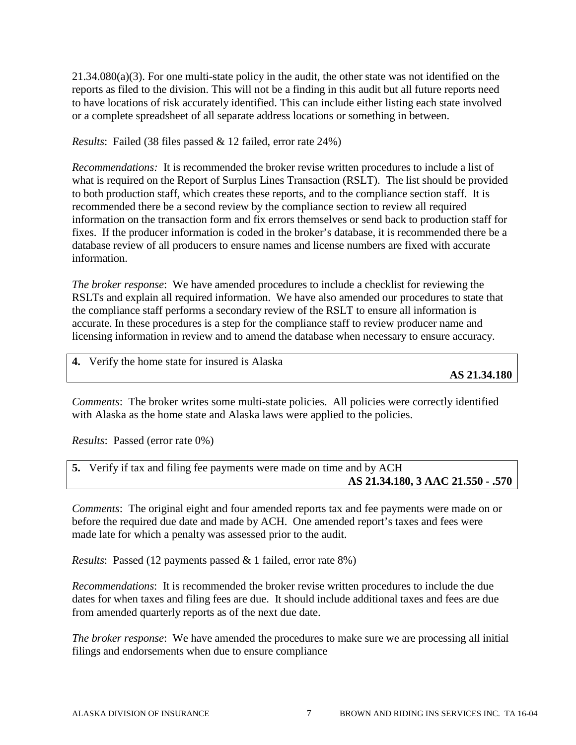21.34.080(a)(3). For one multi-state policy in the audit, the other state was not identified on the reports as filed to the division. This will not be a finding in this audit but all future reports need to have locations of risk accurately identified. This can include either listing each state involved or a complete spreadsheet of all separate address locations or something in between.

*Results*: Failed (38 files passed & 12 failed, error rate 24%)

*Recommendations:* It is recommended the broker revise written procedures to include a list of what is required on the Report of Surplus Lines Transaction (RSLT). The list should be provided to both production staff, which creates these reports, and to the compliance section staff. It is recommended there be a second review by the compliance section to review all required information on the transaction form and fix errors themselves or send back to production staff for fixes. If the producer information is coded in the broker's database, it is recommended there be a database review of all producers to ensure names and license numbers are fixed with accurate information.

*The broker response*: We have amended procedures to include a checklist for reviewing the RSLTs and explain all required information. We have also amended our procedures to state that the compliance staff performs a secondary review of the RSLT to ensure all information is accurate. In these procedures is a step for the compliance staff to review producer name and licensing information in review and to amend the database when necessary to ensure accuracy.

**4.** Verify the home state for insured is Alaska
**AS 21.34.180**

*Comments*: The broker writes some multi-state policies. All policies were correctly identified with Alaska as the home state and Alaska laws were applied to the policies.

*Results*: Passed (error rate 0%)

**5.** Verify if tax and filing fee payments were made on time and by ACH
**AS 21.34.180, 3 AAC 21.550 - .570**

*Comments*: The original eight and four amended reports tax and fee payments were made on or before the required due date and made by ACH. One amended report's taxes and fees were made late for which a penalty was assessed prior to the audit.

*Results*: Passed (12 payments passed & 1 failed, error rate 8%)

*Recommendations*: It is recommended the broker revise written procedures to include the due dates for when taxes and filing fees are due. It should include additional taxes and fees are due from amended quarterly reports as of the next due date.

*The broker response*: We have amended the procedures to make sure we are processing all initial filings and endorsements when due to ensure compliance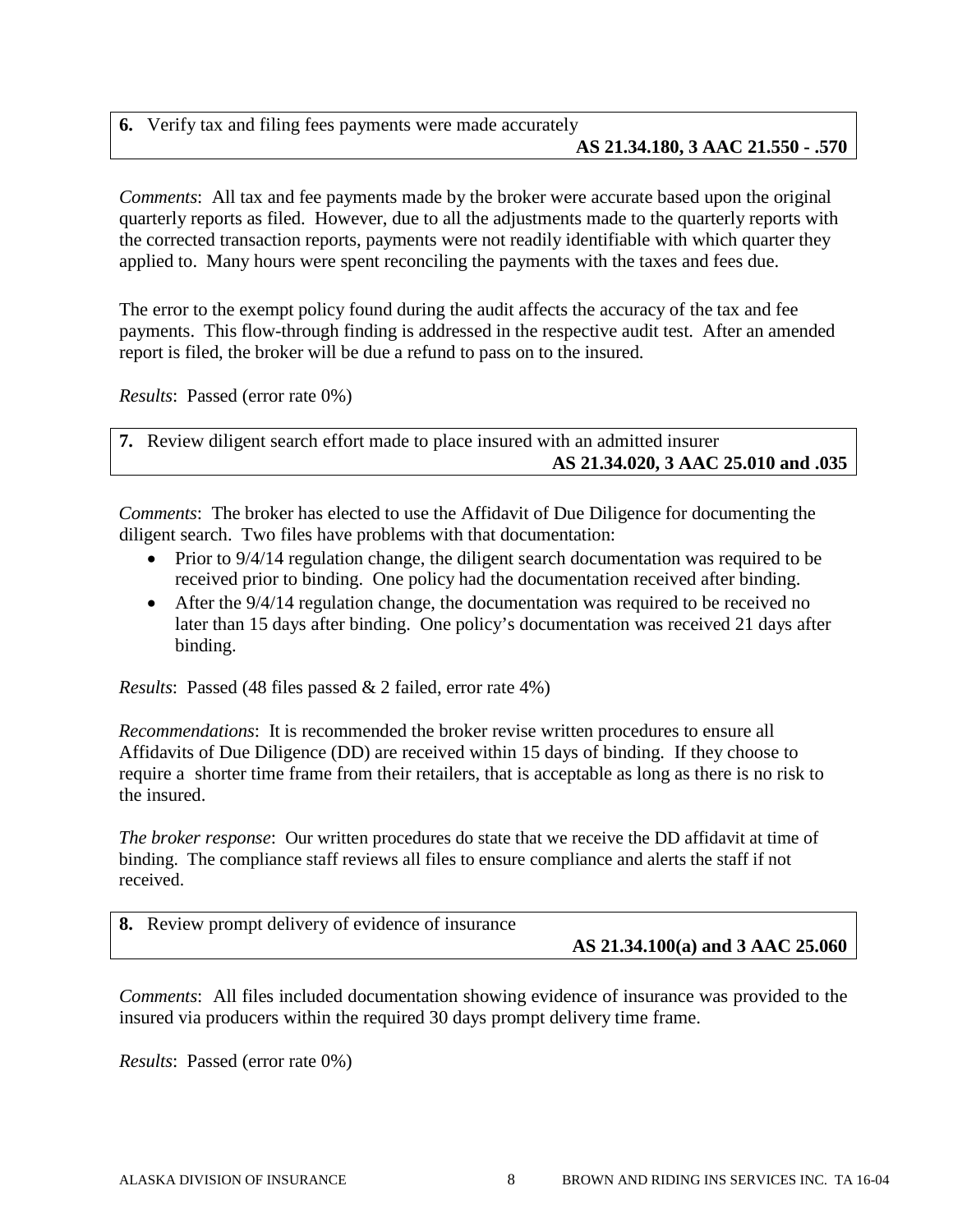**6.** Verify tax and filing fees payments were made accurately
**AS 21.34.180, 3 AAC 21.550 - .570**

*Comments*: All tax and fee payments made by the broker were accurate based upon the original quarterly reports as filed. However, due to all the adjustments made to the quarterly reports with the corrected transaction reports, payments were not readily identifiable with which quarter they applied to. Many hours were spent reconciling the payments with the taxes and fees due.

The error to the exempt policy found during the audit affects the accuracy of the tax and fee payments. This flow-through finding is addressed in the respective audit test. After an amended report is filed, the broker will be due a refund to pass on to the insured.

*Results*: Passed (error rate 0%)

**7.** Review diligent search effort made to place insured with an admitted insurer
**AS 21.34.020, 3 AAC 25.010 and .035**

*Comments*: The broker has elected to use the Affidavit of Due Diligence for documenting the diligent search. Two files have problems with that documentation:

- Prior to 9/4/14 regulation change, the diligent search documentation was required to be received prior to binding. One policy had the documentation received after binding.
- After the 9/4/14 regulation change, the documentation was required to be received no later than 15 days after binding. One policy's documentation was received 21 days after binding.

*Results*: Passed (48 files passed & 2 failed, error rate 4%)

*Recommendations*: It is recommended the broker revise written procedures to ensure all Affidavits of Due Diligence (DD) are received within 15 days of binding. If they choose to require a shorter time frame from their retailers, that is acceptable as long as there is no risk to the insured.

*The broker response*: Our written procedures do state that we receive the DD affidavit at time of binding. The compliance staff reviews all files to ensure compliance and alerts the staff if not received.

**8.** Review prompt delivery of evidence of insurance
**AS 21.34.100(a) and 3 AAC 25.060**

*Comments*: All files included documentation showing evidence of insurance was provided to the insured via producers within the required 30 days prompt delivery time frame.

*Results*: Passed (error rate 0%)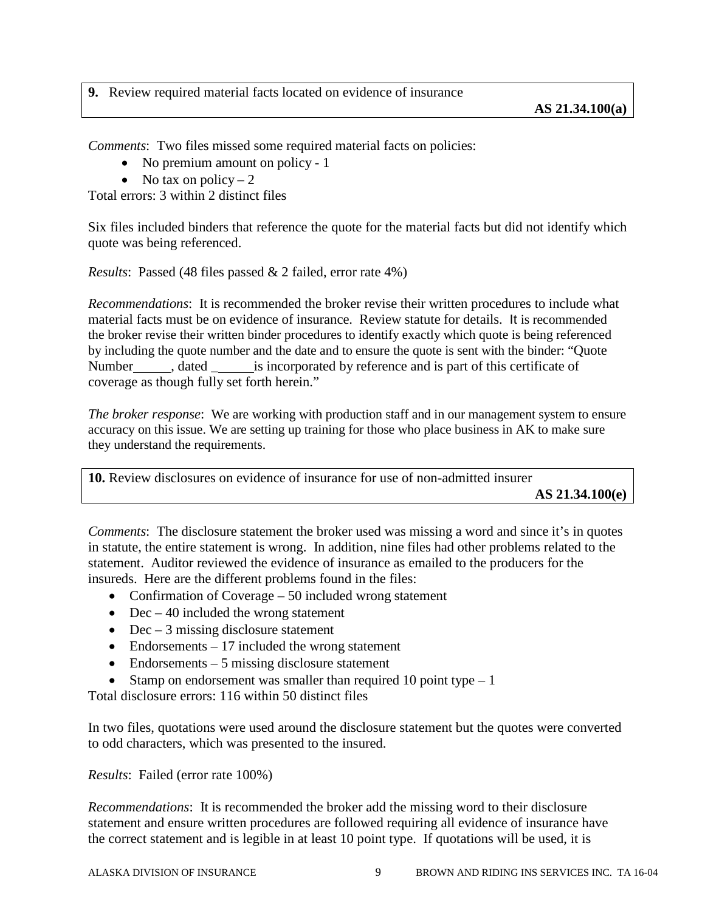**9.** Review required material facts located on evidence of insurance **AS 21.34.100(a)**

*Comments*: Two files missed some required material facts on policies:

- No premium amount on policy - 1
- No tax on policy – 2

Total errors: 3 within 2 distinct files

Six files included binders that reference the quote for the material facts but did not identify which quote was being referenced.

*Results*: Passed (48 files passed & 2 failed, error rate 4%)

*Recommendations*: It is recommended the broker revise their written procedures to include what material facts must be on evidence of insurance. Review statute for details. It is recommended the broker revise their written binder procedures to identify exactly which quote is being referenced by including the quote number and the date and to ensure the quote is sent with the binder: "Quote Number______, dated ______is incorporated by reference and is part of this certificate of coverage as though fully set forth herein."

*The broker response*: We are working with production staff and in our management system to ensure accuracy on this issue. We are setting up training for those who place business in AK to make sure they understand the requirements.

**10.** Review disclosures on evidence of insurance for use of non-admitted insurer **AS 21.34.100(e)**

*Comments*: The disclosure statement the broker used was missing a word and since it's in quotes in statute, the entire statement is wrong. In addition, nine files had other problems related to the statement. Auditor reviewed the evidence of insurance as emailed to the producers for the insureds. Here are the different problems found in the files:

- Confirmation of Coverage – 50 included wrong statement
- Dec – 40 included the wrong statement
- Dec – 3 missing disclosure statement
- Endorsements – 17 included the wrong statement
- Endorsements – 5 missing disclosure statement
- Stamp on endorsement was smaller than required 10 point type – 1

Total disclosure errors: 116 within 50 distinct files

In two files, quotations were used around the disclosure statement but the quotes were converted to odd characters, which was presented to the insured.

*Results*: Failed (error rate 100%)

*Recommendations*: It is recommended the broker add the missing word to their disclosure statement and ensure written procedures are followed requiring all evidence of insurance have the correct statement and is legible in at least 10 point type. If quotations will be used, it is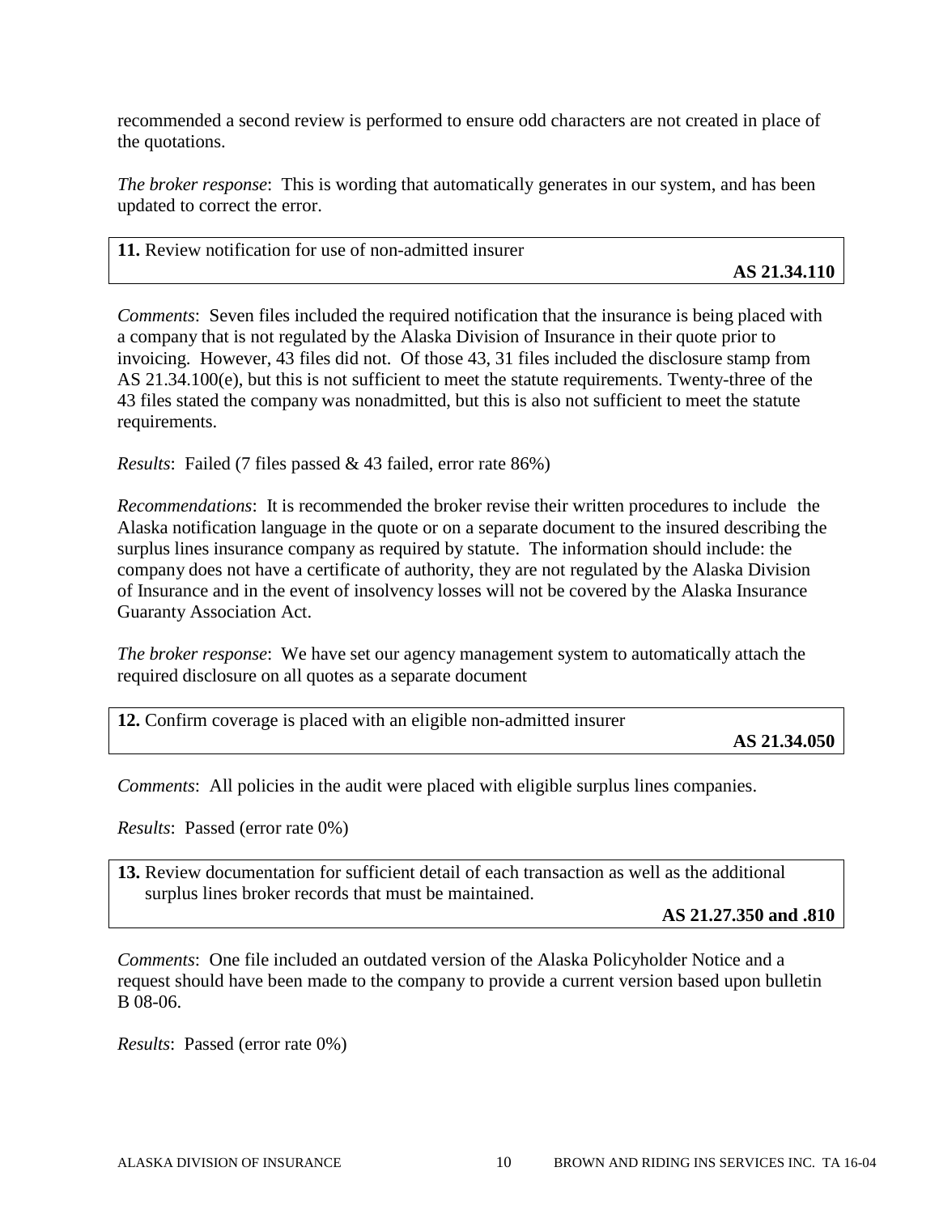recommended a second review is performed to ensure odd characters are not created in place of the quotations.

*The broker response*: This is wording that automatically generates in our system, and has been updated to correct the error.

| **11.** Review notification for use of non-admitted insurer **AS 21.34.110** |
|---|

*Comments*: Seven files included the required notification that the insurance is being placed with a company that is not regulated by the Alaska Division of Insurance in their quote prior to invoicing. However, 43 files did not. Of those 43, 31 files included the disclosure stamp from AS 21.34.100(e), but this is not sufficient to meet the statute requirements. Twenty-three of the 43 files stated the company was nonadmitted, but this is also not sufficient to meet the statute requirements.

*Results*: Failed (7 files passed & 43 failed, error rate 86%)

*Recommendations*: It is recommended the broker revise their written procedures to include the Alaska notification language in the quote or on a separate document to the insured describing the surplus lines insurance company as required by statute. The information should include: the company does not have a certificate of authority, they are not regulated by the Alaska Division of Insurance and in the event of insolvency losses will not be covered by the Alaska Insurance Guaranty Association Act.

*The broker response*: We have set our agency management system to automatically attach the required disclosure on all quotes as a separate document

| **12.** Confirm coverage is placed with an eligible non-admitted insurer **AS 21.34.050** |
|---|

*Comments*: All policies in the audit were placed with eligible surplus lines companies.

*Results*: Passed (error rate 0%)

| **13.** Review documentation for sufficient detail of each transaction as well as the additional surplus lines broker records that must be maintained. **AS 21.27.350 and .810** |
|---|

*Comments*: One file included an outdated version of the Alaska Policyholder Notice and a request should have been made to the company to provide a current version based upon bulletin B 08-06.

*Results*: Passed (error rate 0%)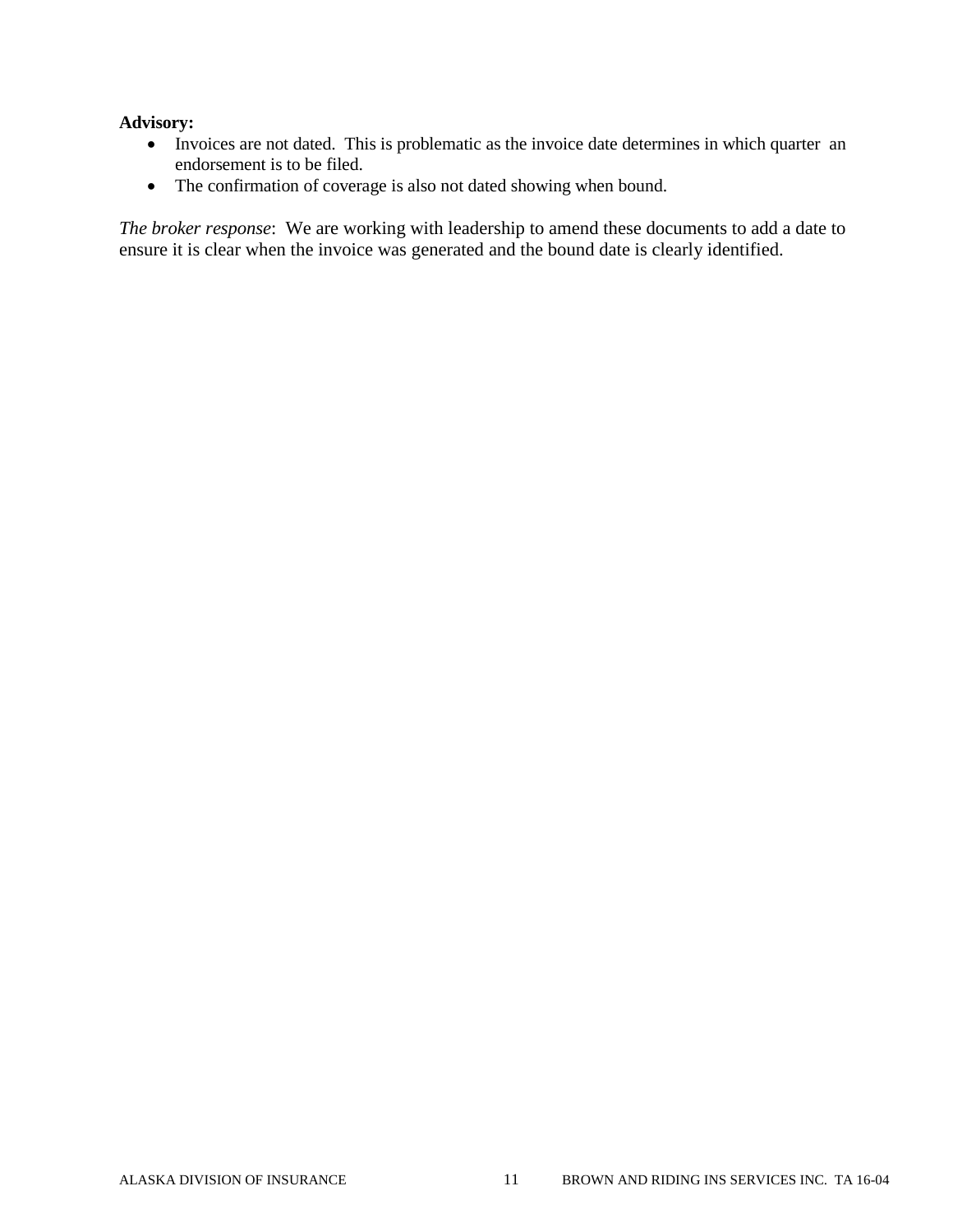**Advisory:**

- Invoices are not dated. This is problematic as the invoice date determines in which quarter an endorsement is to be filed.
- The confirmation of coverage is also not dated showing when bound.

*The broker response*: We are working with leadership to amend these documents to add a date to ensure it is clear when the invoice was generated and the bound date is clearly identified.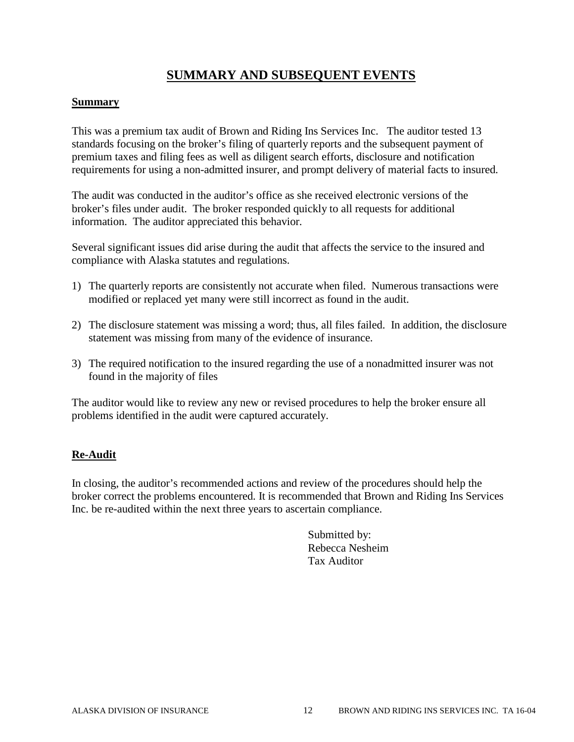# SUMMARY AND SUBSEQUENT EVENTS

## Summary

This was a premium tax audit of Brown and Riding Ins Services Inc. The auditor tested 13 standards focusing on the broker's filing of quarterly reports and the subsequent payment of premium taxes and filing fees as well as diligent search efforts, disclosure and notification requirements for using a non-admitted insurer, and prompt delivery of material facts to insured.

The audit was conducted in the auditor's office as she received electronic versions of the broker's files under audit. The broker responded quickly to all requests for additional information. The auditor appreciated this behavior.

Several significant issues did arise during the audit that affects the service to the insured and compliance with Alaska statutes and regulations.

1) The quarterly reports are consistently not accurate when filed. Numerous transactions were modified or replaced yet many were still incorrect as found in the audit.
2) The disclosure statement was missing a word; thus, all files failed. In addition, the disclosure statement was missing from many of the evidence of insurance.
3) The required notification to the insured regarding the use of a nonadmitted insurer was not found in the majority of files

The auditor would like to review any new or revised procedures to help the broker ensure all problems identified in the audit were captured accurately.

## Re-Audit

In closing, the auditor's recommended actions and review of the procedures should help the broker correct the problems encountered. It is recommended that Brown and Riding Ins Services Inc. be re-audited within the next three years to ascertain compliance.

Submitted by:
Rebecca Nesheim
Tax Auditor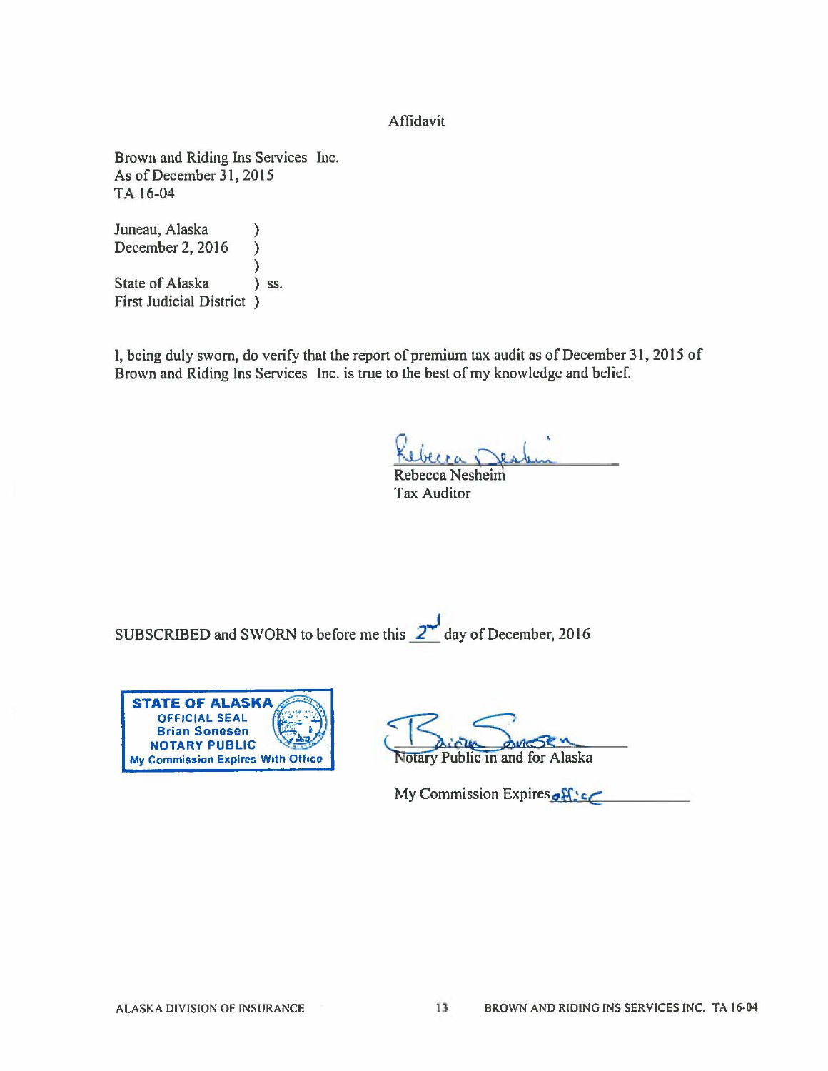Affidavit

Brown and Riding Ins Services Inc.
As of December 31, 2015
TA 16-04

Juneau, Alaska )
December 2, 2016 )
)
State of Alaska ) ss.
First Judicial District )

I, being duly sworn, do verify that the report of premium tax audit as of December 31, 2015 of Brown and Riding Ins Services Inc. is true to the best of my knowledge and belief.

Rebecca Nesheim
Tax Auditor

SUBSCRIBED and SWORN to before me this 2nd day of December, 2016

STATE OF ALASKA
OFFICIAL SEAL
Brian Sonesen
NOTARY PUBLIC
My Commission Expires With Office

Notary Public in and for Alaska

My Commission Expires office